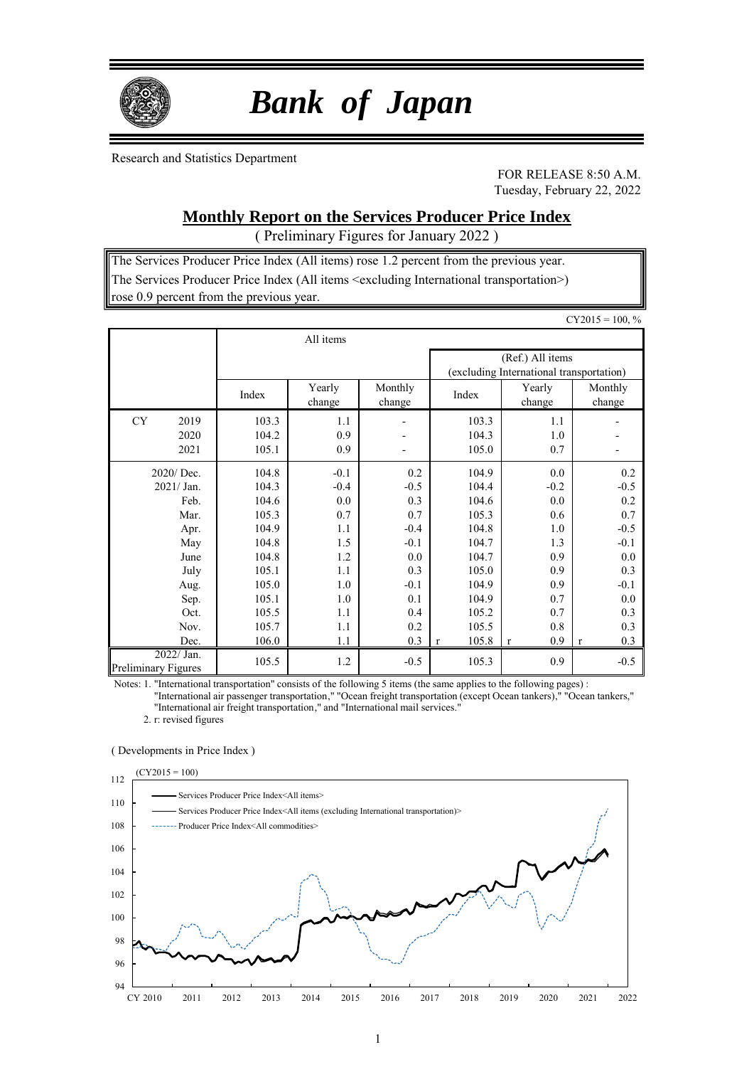# *Bank of Japan*

Research and Statistics Department

FOR RELEASE 8:50 A.M.
Tuesday, February 22, 2022

## Monthly Report on the Services Producer Price Index

( Preliminary Figures for January 2022 )

The Services Producer Price Index (All items) rose 1.2 percent from the previous year.
The Services Producer Price Index (All items <excluding International transportation>) rose 0.9 percent from the previous year.

CY2015 = 100, %

| | All items | | | (Ref.) All items (excluding International transportation) | | |
|---|---|---|---|---|---|---|
| | Index | Yearly change | Monthly change | Index | Yearly change | Monthly change |
| CY 2019 | 103.3 | 1.1 | - | 103.3 | 1.1 | - |
| 2020 | 104.2 | 0.9 | - | 104.3 | 1.0 | - |
| 2021 | 105.1 | 0.9 | - | 105.0 | 0.7 | - |
| 2020/ Dec. | 104.8 | -0.1 | 0.2 | 104.9 | 0.0 | 0.2 |
| 2021/ Jan. | 104.3 | -0.4 | -0.5 | 104.4 | -0.2 | -0.5 |
| Feb. | 104.6 | 0.0 | 0.3 | 104.6 | 0.0 | 0.2 |
| Mar. | 105.3 | 0.7 | 0.7 | 105.3 | 0.6 | 0.7 |
| Apr. | 104.9 | 1.1 | -0.4 | 104.8 | 1.0 | -0.5 |
| May | 104.8 | 1.5 | -0.1 | 104.7 | 1.3 | -0.1 |
| June | 104.8 | 1.2 | 0.0 | 104.7 | 0.9 | 0.0 |
| July | 105.1 | 1.1 | 0.3 | 105.0 | 0.9 | 0.3 |
| Aug. | 105.0 | 1.0 | -0.1 | 104.9 | 0.9 | -0.1 |
| Sep. | 105.1 | 1.0 | 0.1 | 104.9 | 0.7 | 0.0 |
| Oct. | 105.5 | 1.1 | 0.4 | 105.2 | 0.7 | 0.3 |
| Nov. | 105.7 | 1.1 | 0.2 | 105.5 | 0.8 | 0.3 |
| Dec. | 106.0 | 1.1 | 0.3 | r 105.8 | r 0.9 | r 0.3 |
| 2022/ Jan. Preliminary Figures | 105.5 | 1.2 | -0.5 | 105.3 | 0.9 | -0.5 |

Notes: 1. "International transportation" consists of the following 5 items (the same applies to the following pages) : "International air passenger transportation," "Ocean freight transportation (except Ocean tankers)," "Ocean tankers," "International air freight transportation," and "International mail services."
2. r: revised figures

( Developments in Price Index )

(CY2015 = 100)

Services Producer Price Index<All items>
Services Producer Price Index<All items (excluding International transportation)>
Producer Price Index<All commodities>

112, 110, 108, 106, 104, 102, 100, 98, 96, 94

CY 2010, 2011, 2012, 2013, 2014, 2015, 2016, 2017, 2018, 2019, 2020, 2021, 2022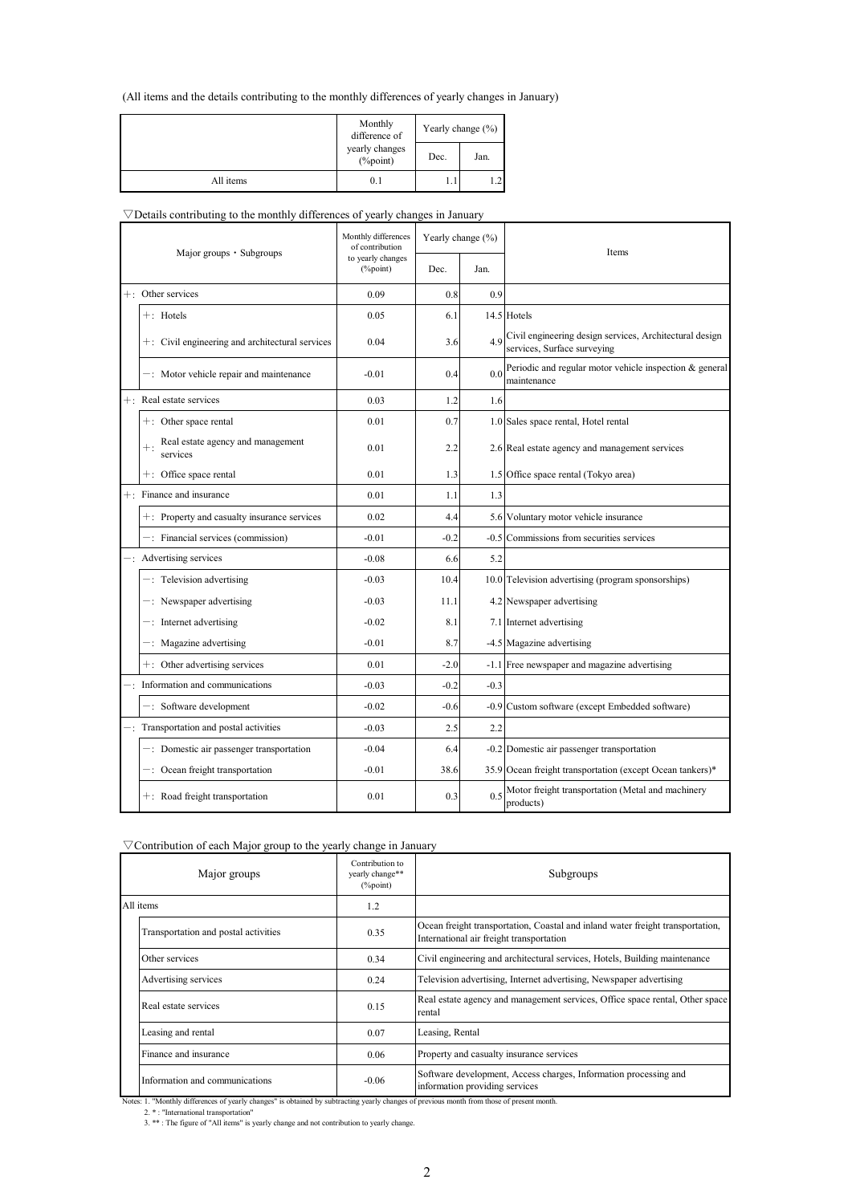(All items and the details contributing to the monthly differences of yearly changes in January)

| | Monthly difference of yearly changes (%point) | Yearly change (%) | |
|---|---|---|---|
| | | Dec. | Jan. |
| All items | 0.1 | 1.1 | 1.2 |

▽Details contributing to the monthly differences of yearly changes in January

| Major groups・Subgroups | Monthly differences of contribution to yearly changes (%point) | Yearly change (%) | | Items |
|---|---|---|---|---|
| | | Dec. | Jan. | |
| +: Other services | 0.09 | 0.8 | 0.9 | |
| +: Hotels | 0.05 | 6.1 | 14.5 | Hotels |
| +: Civil engineering and architectural services | 0.04 | 3.6 | 4.9 | Civil engineering design services, Architectural design services, Surface surveying |
| −: Motor vehicle repair and maintenance | -0.01 | 0.4 | 0.0 | Periodic and regular motor vehicle inspection & general maintenance |
| +: Real estate services | 0.03 | 1.2 | 1.6 | |
| +: Other space rental | 0.01 | 0.7 | 1.0 | Sales space rental, Hotel rental |
| +: Real estate agency and management services | 0.01 | 2.2 | 2.6 | Real estate agency and management services |
| +: Office space rental | 0.01 | 1.3 | 1.5 | Office space rental (Tokyo area) |
| +: Finance and insurance | 0.01 | 1.1 | 1.3 | |
| +: Property and casualty insurance services | 0.02 | 4.4 | 5.6 | Voluntary motor vehicle insurance |
| −: Financial services (commission) | -0.01 | -0.2 | -0.5 | Commissions from securities services |
| −: Advertising services | -0.08 | 6.6 | 5.2 | |
| −: Television advertising | -0.03 | 10.4 | 10.0 | Television advertising (program sponsorships) |
| −: Newspaper advertising | -0.03 | 11.1 | 4.2 | Newspaper advertising |
| −: Internet advertising | -0.02 | 8.1 | 7.1 | Internet advertising |
| −: Magazine advertising | -0.01 | 8.7 | -4.5 | Magazine advertising |
| +: Other advertising services | 0.01 | -2.0 | -1.1 | Free newspaper and magazine advertising |
| −: Information and communications | -0.03 | -0.2 | -0.3 | |
| −: Software development | -0.02 | -0.6 | -0.9 | Custom software (except Embedded software) |
| −: Transportation and postal activities | -0.03 | 2.5 | 2.2 | |
| −: Domestic air passenger transportation | -0.04 | 6.4 | -0.2 | Domestic air passenger transportation |
| −: Ocean freight transportation | -0.01 | 38.6 | 35.9 | Ocean freight transportation (except Ocean tankers)* |
| +: Road freight transportation | 0.01 | 0.3 | 0.5 | Motor freight transportation (Metal and machinery products) |

▽Contribution of each Major group to the yearly change in January

| Major groups | Contribution to yearly change** (%point) | Subgroups |
|---|---|---|
| All items | 1.2 | |
| Transportation and postal activities | 0.35 | Ocean freight transportation, Coastal and inland water freight transportation, International air freight transportation |
| Other services | 0.34 | Civil engineering and architectural services, Hotels, Building maintenance |
| Advertising services | 0.24 | Television advertising, Internet advertising, Newspaper advertising |
| Real estate services | 0.15 | Real estate agency and management services, Office space rental, Other space rental |
| Leasing and rental | 0.07 | Leasing, Rental |
| Finance and insurance | 0.06 | Property and casualty insurance services |
| Information and communications | -0.06 | Software development, Access charges, Information processing and information providing services |

Notes: 1. "Monthly differences of yearly changes" is obtained by subtracting yearly changes of previous month from those of present month.
2. * : "International transportation"
3. ** : The figure of "All items" is yearly change and not contribution to yearly change.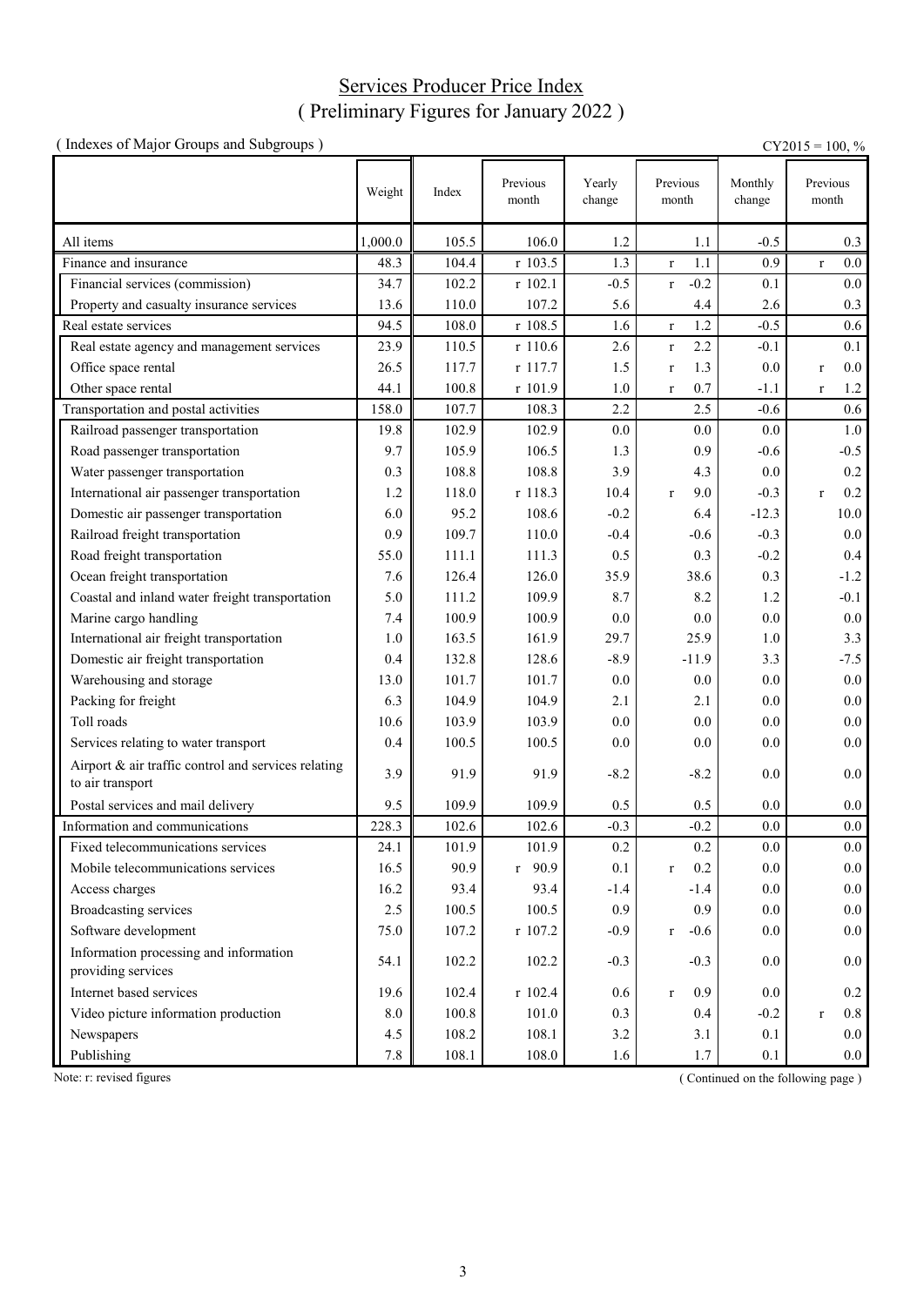# Services Producer Price Index
## ( Preliminary Figures for January 2022 )

( Indexes of Major Groups and Subgroups )

CY2015 = 100, %

| | Weight | Index | Previous month | Yearly change | Previous month | Monthly change | Previous month |
|---|---|---|---|---|---|---|---|
| All items | 1,000.0 | 105.5 | 106.0 | 1.2 | 1.1 | -0.5 | 0.3 |
| Finance and insurance | 48.3 | 104.4 | r 103.5 | 1.3 | r 1.1 | 0.9 | r 0.0 |
| Financial services (commission) | 34.7 | 102.2 | r 102.1 | -0.5 | r -0.2 | 0.1 | 0.0 |
| Property and casualty insurance services | 13.6 | 110.0 | 107.2 | 5.6 | 4.4 | 2.6 | 0.3 |
| Real estate services | 94.5 | 108.0 | r 108.5 | 1.6 | r 1.2 | -0.5 | 0.6 |
| Real estate agency and management services | 23.9 | 110.5 | r 110.6 | 2.6 | r 2.2 | -0.1 | 0.1 |
| Office space rental | 26.5 | 117.7 | r 117.7 | 1.5 | r 1.3 | 0.0 | r 0.0 |
| Other space rental | 44.1 | 100.8 | r 101.9 | 1.0 | r 0.7 | -1.1 | r 1.2 |
| Transportation and postal activities | 158.0 | 107.7 | 108.3 | 2.2 | 2.5 | -0.6 | 0.6 |
| Railroad passenger transportation | 19.8 | 102.9 | 102.9 | 0.0 | 0.0 | 0.0 | 1.0 |
| Road passenger transportation | 9.7 | 105.9 | 106.5 | 1.3 | 0.9 | -0.6 | -0.5 |
| Water passenger transportation | 0.3 | 108.8 | 108.8 | 3.9 | 4.3 | 0.0 | 0.2 |
| International air passenger transportation | 1.2 | 118.0 | r 118.3 | 10.4 | r 9.0 | -0.3 | r 0.2 |
| Domestic air passenger transportation | 6.0 | 95.2 | 108.6 | -0.2 | 6.4 | -12.3 | 10.0 |
| Railroad freight transportation | 0.9 | 109.7 | 110.0 | -0.4 | -0.6 | -0.3 | 0.0 |
| Road freight transportation | 55.0 | 111.1 | 111.3 | 0.5 | 0.3 | -0.2 | 0.4 |
| Ocean freight transportation | 7.6 | 126.4 | 126.0 | 35.9 | 38.6 | 0.3 | -1.2 |
| Coastal and inland water freight transportation | 5.0 | 111.2 | 109.9 | 8.7 | 8.2 | 1.2 | -0.1 |
| Marine cargo handling | 7.4 | 100.9 | 100.9 | 0.0 | 0.0 | 0.0 | 0.0 |
| International air freight transportation | 1.0 | 163.5 | 161.9 | 29.7 | 25.9 | 1.0 | 3.3 |
| Domestic air freight transportation | 0.4 | 132.8 | 128.6 | -8.9 | -11.9 | 3.3 | -7.5 |
| Warehousing and storage | 13.0 | 101.7 | 101.7 | 0.0 | 0.0 | 0.0 | 0.0 |
| Packing for freight | 6.3 | 104.9 | 104.9 | 2.1 | 2.1 | 0.0 | 0.0 |
| Toll roads | 10.6 | 103.9 | 103.9 | 0.0 | 0.0 | 0.0 | 0.0 |
| Services relating to water transport | 0.4 | 100.5 | 100.5 | 0.0 | 0.0 | 0.0 | 0.0 |
| Airport & air traffic control and services relating to air transport | 3.9 | 91.9 | 91.9 | -8.2 | -8.2 | 0.0 | 0.0 |
| Postal services and mail delivery | 9.5 | 109.9 | 109.9 | 0.5 | 0.5 | 0.0 | 0.0 |
| Information and communications | 228.3 | 102.6 | 102.6 | -0.3 | -0.2 | 0.0 | 0.0 |
| Fixed telecommunications services | 24.1 | 101.9 | 101.9 | 0.2 | 0.2 | 0.0 | 0.0 |
| Mobile telecommunications services | 16.5 | 90.9 | r 90.9 | 0.1 | r 0.2 | 0.0 | 0.0 |
| Access charges | 16.2 | 93.4 | 93.4 | -1.4 | -1.4 | 0.0 | 0.0 |
| Broadcasting services | 2.5 | 100.5 | 100.5 | 0.9 | 0.9 | 0.0 | 0.0 |
| Software development | 75.0 | 107.2 | r 107.2 | -0.9 | r -0.6 | 0.0 | 0.0 |
| Information processing and information providing services | 54.1 | 102.2 | 102.2 | -0.3 | -0.3 | 0.0 | 0.0 |
| Internet based services | 19.6 | 102.4 | r 102.4 | 0.6 | r 0.9 | 0.0 | 0.2 |
| Video picture information production | 8.0 | 100.8 | 101.0 | 0.3 | 0.4 | -0.2 | r 0.8 |
| Newspapers | 4.5 | 108.2 | 108.1 | 3.2 | 3.1 | 0.1 | 0.0 |
| Publishing | 7.8 | 108.1 | 108.0 | 1.6 | 1.7 | 0.1 | 0.0 |

Note: r: revised figures

( Continued on the following page )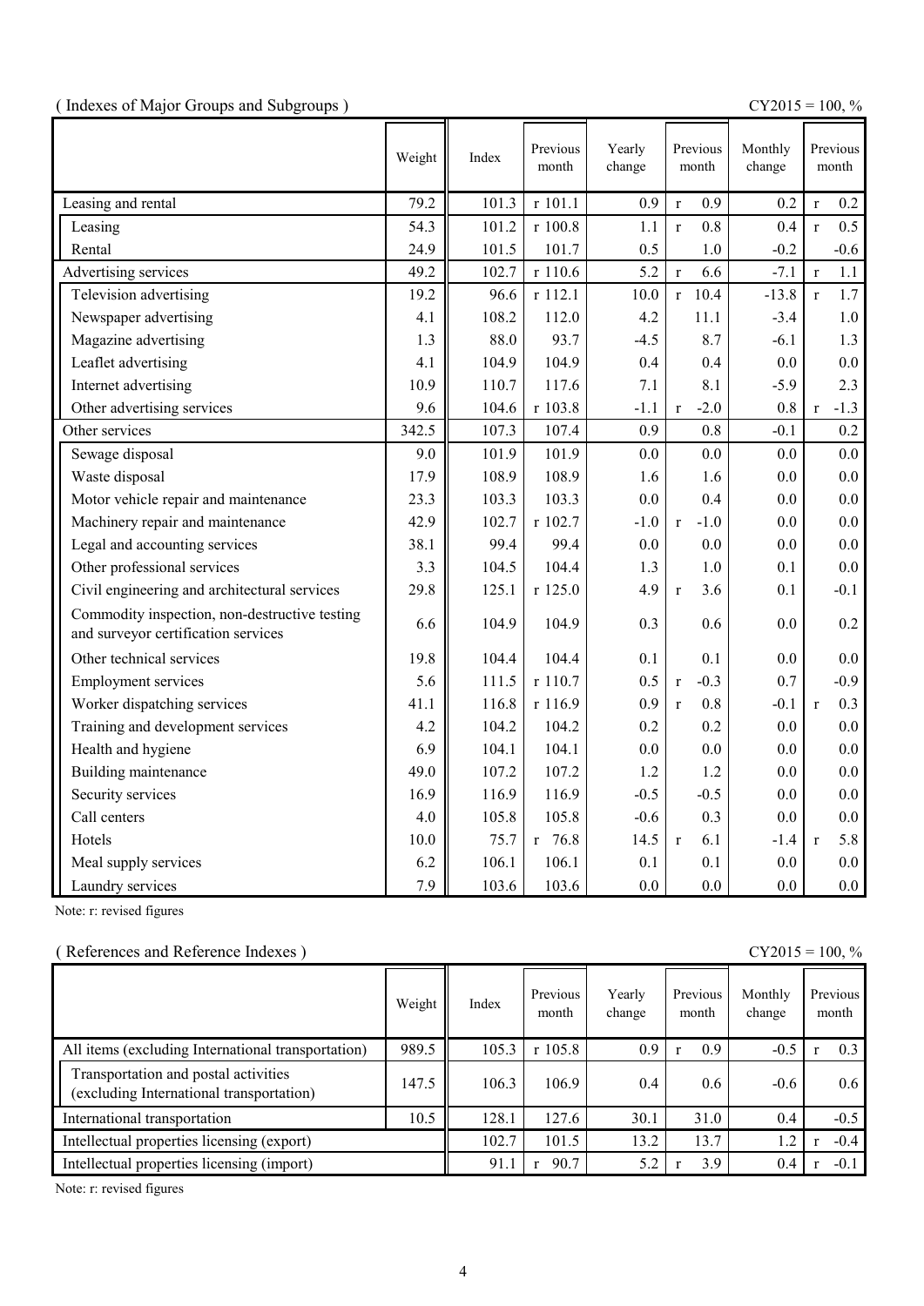( Indexes of Major Groups and Subgroups )

CY2015 = 100, %

| | Weight | Index | Previous month | Yearly change | Previous month | Monthly change | Previous month |
|---|---|---|---|---|---|---|---|
| Leasing and rental | 79.2 | 101.3 | r 101.1 | 0.9 | r 0.9 | 0.2 | r 0.2 |
| Leasing | 54.3 | 101.2 | r 100.8 | 1.1 | r 0.8 | 0.4 | r 0.5 |
| Rental | 24.9 | 101.5 | 101.7 | 0.5 | 1.0 | -0.2 | -0.6 |
| Advertising services | 49.2 | 102.7 | r 110.6 | 5.2 | r 6.6 | -7.1 | r 1.1 |
| Television advertising | 19.2 | 96.6 | r 112.1 | 10.0 | r 10.4 | -13.8 | r 1.7 |
| Newspaper advertising | 4.1 | 108.2 | 112.0 | 4.2 | 11.1 | -3.4 | 1.0 |
| Magazine advertising | 1.3 | 88.0 | 93.7 | -4.5 | 8.7 | -6.1 | 1.3 |
| Leaflet advertising | 4.1 | 104.9 | 104.9 | 0.4 | 0.4 | 0.0 | 0.0 |
| Internet advertising | 10.9 | 110.7 | 117.6 | 7.1 | 8.1 | -5.9 | 2.3 |
| Other advertising services | 9.6 | 104.6 | r 103.8 | -1.1 | r -2.0 | 0.8 | r -1.3 |
| Other services | 342.5 | 107.3 | 107.4 | 0.9 | 0.8 | -0.1 | 0.2 |
| Sewage disposal | 9.0 | 101.9 | 101.9 | 0.0 | 0.0 | 0.0 | 0.0 |
| Waste disposal | 17.9 | 108.9 | 108.9 | 1.6 | 1.6 | 0.0 | 0.0 |
| Motor vehicle repair and maintenance | 23.3 | 103.3 | 103.3 | 0.0 | 0.4 | 0.0 | 0.0 |
| Machinery repair and maintenance | 42.9 | 102.7 | r 102.7 | -1.0 | r -1.0 | 0.0 | 0.0 |
| Legal and accounting services | 38.1 | 99.4 | 99.4 | 0.0 | 0.0 | 0.0 | 0.0 |
| Other professional services | 3.3 | 104.5 | 104.4 | 1.3 | 1.0 | 0.1 | 0.0 |
| Civil engineering and architectural services | 29.8 | 125.1 | r 125.0 | 4.9 | r 3.6 | 0.1 | -0.1 |
| Commodity inspection, non-destructive testing and surveyor certification services | 6.6 | 104.9 | 104.9 | 0.3 | 0.6 | 0.0 | 0.2 |
| Other technical services | 19.8 | 104.4 | 104.4 | 0.1 | 0.1 | 0.0 | 0.0 |
| Employment services | 5.6 | 111.5 | r 110.7 | 0.5 | r -0.3 | 0.7 | -0.9 |
| Worker dispatching services | 41.1 | 116.8 | r 116.9 | 0.9 | r 0.8 | -0.1 | r 0.3 |
| Training and development services | 4.2 | 104.2 | 104.2 | 0.2 | 0.2 | 0.0 | 0.0 |
| Health and hygiene | 6.9 | 104.1 | 104.1 | 0.0 | 0.0 | 0.0 | 0.0 |
| Building maintenance | 49.0 | 107.2 | 107.2 | 1.2 | 1.2 | 0.0 | 0.0 |
| Security services | 16.9 | 116.9 | 116.9 | -0.5 | -0.5 | 0.0 | 0.0 |
| Call centers | 4.0 | 105.8 | 105.8 | -0.6 | 0.3 | 0.0 | 0.0 |
| Hotels | 10.0 | 75.7 | r 76.8 | 14.5 | r 6.1 | -1.4 | r 5.8 |
| Meal supply services | 6.2 | 106.1 | 106.1 | 0.1 | 0.1 | 0.0 | 0.0 |
| Laundry services | 7.9 | 103.6 | 103.6 | 0.0 | 0.0 | 0.0 | 0.0 |

Note: r: revised figures

( References and Reference Indexes )

CY2015 = 100, %

| | Weight | Index | Previous month | Yearly change | Previous month | Monthly change | Previous month |
|---|---|---|---|---|---|---|---|
| All items (excluding International transportation) | 989.5 | 105.3 | r 105.8 | 0.9 | r 0.9 | -0.5 | r 0.3 |
| Transportation and postal activities (excluding International transportation) | 147.5 | 106.3 | 106.9 | 0.4 | 0.6 | -0.6 | 0.6 |
| International transportation | 10.5 | 128.1 | 127.6 | 30.1 | 31.0 | 0.4 | -0.5 |
| Intellectual properties licensing (export) | | 102.7 | 101.5 | 13.2 | 13.7 | 1.2 | r -0.4 |
| Intellectual properties licensing (import) | | 91.1 | r 90.7 | 5.2 | r 3.9 | 0.4 | r -0.1 |

Note: r: revised figures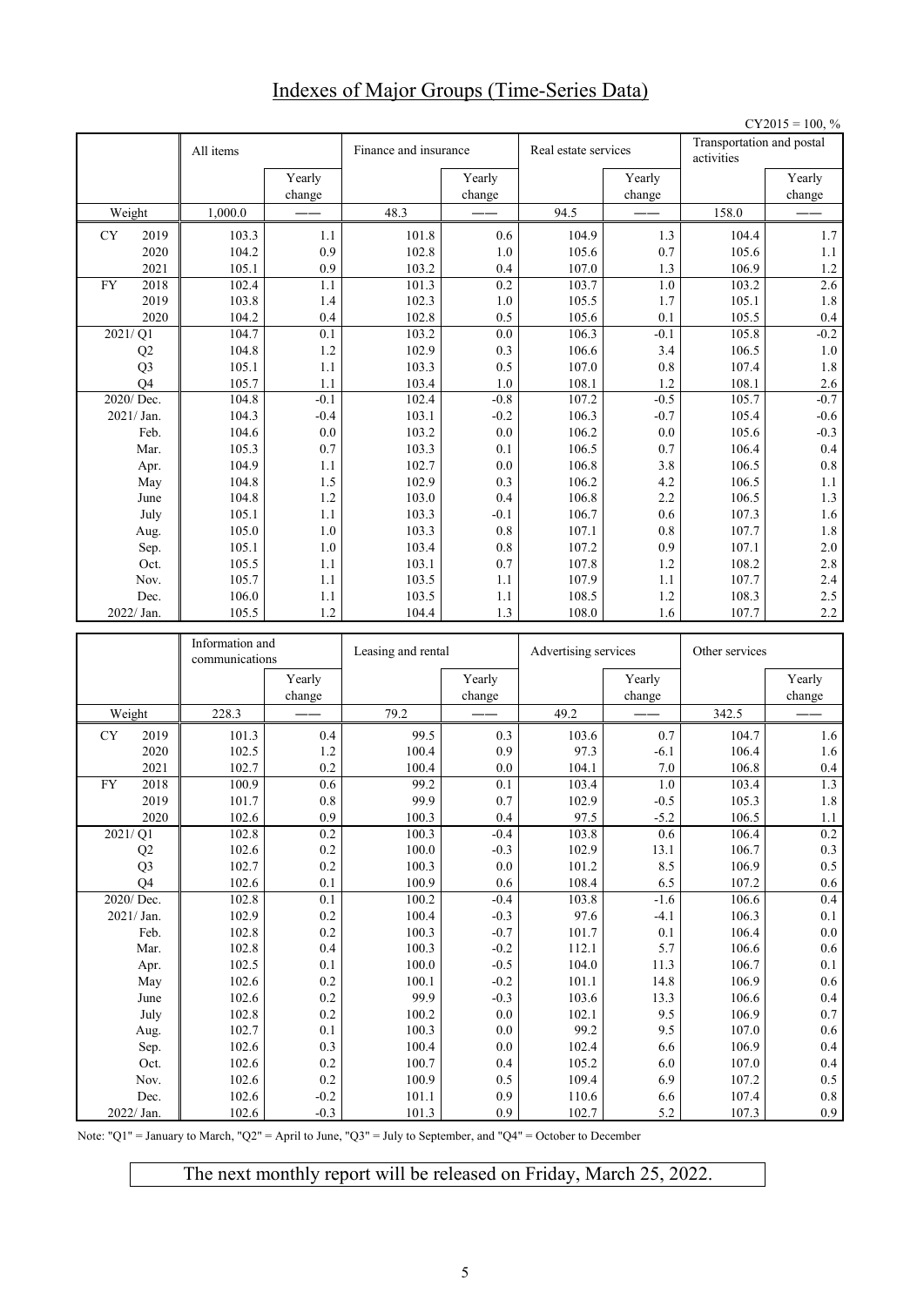# Indexes of Major Groups (Time-Series Data)

CY2015 = 100, %

| | All items | Yearly change | Finance and insurance | Yearly change | Real estate services | Yearly change | Transportation and postal activities | Yearly change |
|---|---|---|---|---|---|---|---|---|
| Weight | 1,000.0 | —— | 48.3 | —— | 94.5 | —— | 158.0 | —— |
| CY 2019 | 103.3 | 1.1 | 101.8 | 0.6 | 104.9 | 1.3 | 104.4 | 1.7 |
| 2020 | 104.2 | 0.9 | 102.8 | 1.0 | 105.6 | 0.7 | 105.6 | 1.1 |
| 2021 | 105.1 | 0.9 | 103.2 | 0.4 | 107.0 | 1.3 | 106.9 | 1.2 |
| FY 2018 | 102.4 | 1.1 | 101.3 | 0.2 | 103.7 | 1.0 | 103.2 | 2.6 |
| 2019 | 103.8 | 1.4 | 102.3 | 1.0 | 105.5 | 1.7 | 105.1 | 1.8 |
| 2020 | 104.2 | 0.4 | 102.8 | 0.5 | 105.6 | 0.1 | 105.5 | 0.4 |
| 2021/ Q1 | 104.7 | 0.1 | 103.2 | 0.0 | 106.3 | -0.1 | 105.8 | -0.2 |
| Q2 | 104.8 | 1.2 | 102.9 | 0.3 | 106.6 | 3.4 | 106.5 | 1.0 |
| Q3 | 105.1 | 1.1 | 103.3 | 0.5 | 107.0 | 0.8 | 107.4 | 1.8 |
| Q4 | 105.7 | 1.1 | 103.4 | 1.0 | 108.1 | 1.2 | 108.1 | 2.6 |
| 2020/ Dec. | 104.8 | -0.1 | 102.4 | -0.8 | 107.2 | -0.5 | 105.7 | -0.7 |
| 2021/ Jan. | 104.3 | -0.4 | 103.1 | -0.2 | 106.3 | -0.7 | 105.4 | -0.6 |
| Feb. | 104.6 | 0.0 | 103.2 | 0.0 | 106.2 | 0.0 | 105.6 | -0.3 |
| Mar. | 105.3 | 0.7 | 103.3 | 0.1 | 106.5 | 0.7 | 106.4 | 0.4 |
| Apr. | 104.9 | 1.1 | 102.7 | 0.0 | 106.8 | 3.8 | 106.5 | 0.8 |
| May | 104.8 | 1.5 | 102.9 | 0.3 | 106.2 | 4.2 | 106.5 | 1.1 |
| June | 104.8 | 1.2 | 103.0 | 0.4 | 106.8 | 2.2 | 106.5 | 1.3 |
| July | 105.1 | 1.1 | 103.3 | -0.1 | 106.7 | 0.6 | 107.3 | 1.6 |
| Aug. | 105.0 | 1.0 | 103.3 | 0.8 | 107.1 | 0.8 | 107.7 | 1.8 |
| Sep. | 105.1 | 1.0 | 103.4 | 0.8 | 107.2 | 0.9 | 107.1 | 2.0 |
| Oct. | 105.5 | 1.1 | 103.1 | 0.7 | 107.8 | 1.2 | 108.2 | 2.8 |
| Nov. | 105.7 | 1.1 | 103.5 | 1.1 | 107.9 | 1.1 | 107.7 | 2.4 |
| Dec. | 106.0 | 1.1 | 103.5 | 1.1 | 108.5 | 1.2 | 108.3 | 2.5 |
| 2022/ Jan. | 105.5 | 1.2 | 104.4 | 1.3 | 108.0 | 1.6 | 107.7 | 2.2 |

| | Information and communications | Yearly change | Leasing and rental | Yearly change | Advertising services | Yearly change | Other services | Yearly change |
|---|---|---|---|---|---|---|---|---|
| Weight | 228.3 | —— | 79.2 | —— | 49.2 | —— | 342.5 | —— |
| CY 2019 | 101.3 | 0.4 | 99.5 | 0.3 | 103.6 | 0.7 | 104.7 | 1.6 |
| 2020 | 102.5 | 1.2 | 100.4 | 0.9 | 97.3 | -6.1 | 106.4 | 1.6 |
| 2021 | 102.7 | 0.2 | 100.4 | 0.0 | 104.1 | 7.0 | 106.8 | 0.4 |
| FY 2018 | 100.9 | 0.6 | 99.2 | 0.1 | 103.4 | 1.0 | 103.4 | 1.3 |
| 2019 | 101.7 | 0.8 | 99.9 | 0.7 | 102.9 | -0.5 | 105.3 | 1.8 |
| 2020 | 102.6 | 0.9 | 100.3 | 0.4 | 97.5 | -5.2 | 106.5 | 1.1 |
| 2021/ Q1 | 102.8 | 0.2 | 100.3 | -0.4 | 103.8 | 0.6 | 106.4 | 0.2 |
| Q2 | 102.6 | 0.2 | 100.0 | -0.3 | 102.9 | 13.1 | 106.7 | 0.3 |
| Q3 | 102.7 | 0.2 | 100.3 | 0.0 | 101.2 | 8.5 | 106.9 | 0.5 |
| Q4 | 102.6 | 0.1 | 100.9 | 0.6 | 108.4 | 6.5 | 107.2 | 0.6 |
| 2020/ Dec. | 102.8 | 0.1 | 100.2 | -0.4 | 103.8 | -1.6 | 106.6 | 0.4 |
| 2021/ Jan. | 102.9 | 0.2 | 100.4 | -0.3 | 97.6 | -4.1 | 106.3 | 0.1 |
| Feb. | 102.8 | 0.2 | 100.3 | -0.7 | 101.7 | 0.1 | 106.4 | 0.0 |
| Mar. | 102.8 | 0.4 | 100.3 | -0.2 | 112.1 | 5.7 | 106.6 | 0.6 |
| Apr. | 102.5 | 0.1 | 100.0 | -0.5 | 104.0 | 11.3 | 106.7 | 0.1 |
| May | 102.6 | 0.2 | 100.1 | -0.2 | 101.1 | 14.8 | 106.9 | 0.6 |
| June | 102.6 | 0.2 | 99.9 | -0.3 | 103.6 | 13.3 | 106.6 | 0.4 |
| July | 102.8 | 0.2 | 100.2 | 0.0 | 102.1 | 9.5 | 106.9 | 0.7 |
| Aug. | 102.7 | 0.1 | 100.3 | 0.0 | 99.2 | 9.5 | 107.0 | 0.6 |
| Sep. | 102.6 | 0.3 | 100.4 | 0.0 | 102.4 | 6.6 | 106.9 | 0.4 |
| Oct. | 102.6 | 0.2 | 100.7 | 0.4 | 105.2 | 6.0 | 107.0 | 0.4 |
| Nov. | 102.6 | 0.2 | 100.9 | 0.5 | 109.4 | 6.9 | 107.2 | 0.5 |
| Dec. | 102.6 | -0.2 | 101.1 | 0.9 | 110.6 | 6.6 | 107.4 | 0.8 |
| 2022/ Jan. | 102.6 | -0.3 | 101.3 | 0.9 | 102.7 | 5.2 | 107.3 | 0.9 |

Note: "Q1" = January to March, "Q2" = April to June, "Q3" = July to September, and "Q4" = October to December

The next monthly report will be released on Friday, March 25, 2022.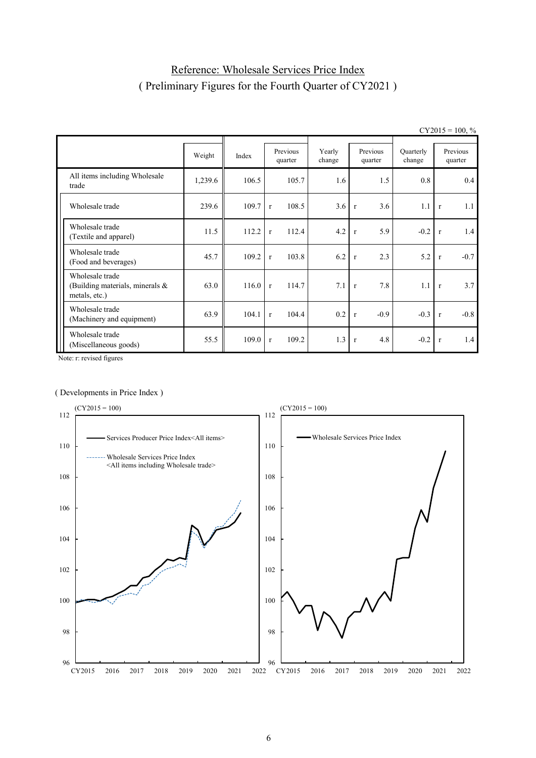# Reference: Wholesale Services Price Index

## ( Preliminary Figures for the Fourth Quarter of CY2021 )

CY2015 = 100, %

| | Weight | Index | Previous quarter | Yearly change | Previous quarter | Quarterly change | Previous quarter |
|---|---|---|---|---|---|---|---|
| All items including Wholesale trade | 1,239.6 | 106.5 | 105.7 | 1.6 | 1.5 | 0.8 | 0.4 |
| Wholesale trade | 239.6 | 109.7 | r 108.5 | 3.6 | r 3.6 | 1.1 | r 1.1 |
| Wholesale trade (Textile and apparel) | 11.5 | 112.2 | r 112.4 | 4.2 | r 5.9 | -0.2 | r 1.4 |
| Wholesale trade (Food and beverages) | 45.7 | 109.2 | r 103.8 | 6.2 | r 2.3 | 5.2 | r -0.7 |
| Wholesale trade (Building materials, minerals & metals, etc.) | 63.0 | 116.0 | r 114.7 | 7.1 | r 7.8 | 1.1 | r 3.7 |
| Wholesale trade (Machinery and equipment) | 63.9 | 104.1 | r 104.4 | 0.2 | r -0.9 | -0.3 | r -0.8 |
| Wholesale trade (Miscellaneous goods) | 55.5 | 109.0 | r 109.2 | 1.3 | r 4.8 | -0.2 | r 1.4 |

Note: r: revised figures

( Developments in Price Index )

(CY2015 = 100)

Services Producer Price Index<All items>

Wholesale Services Price Index <All items including Wholesale trade>

112, 110, 108, 106, 104, 102, 100, 98, 96

CY2015, 2016, 2017, 2018, 2019, 2020, 2021, 2022

(CY2015 = 100)

Wholesale Services Price Index

112, 110, 108, 106, 104, 102, 100, 98, 96

CY2015, 2016, 2017, 2018, 2019, 2020, 2021, 2022